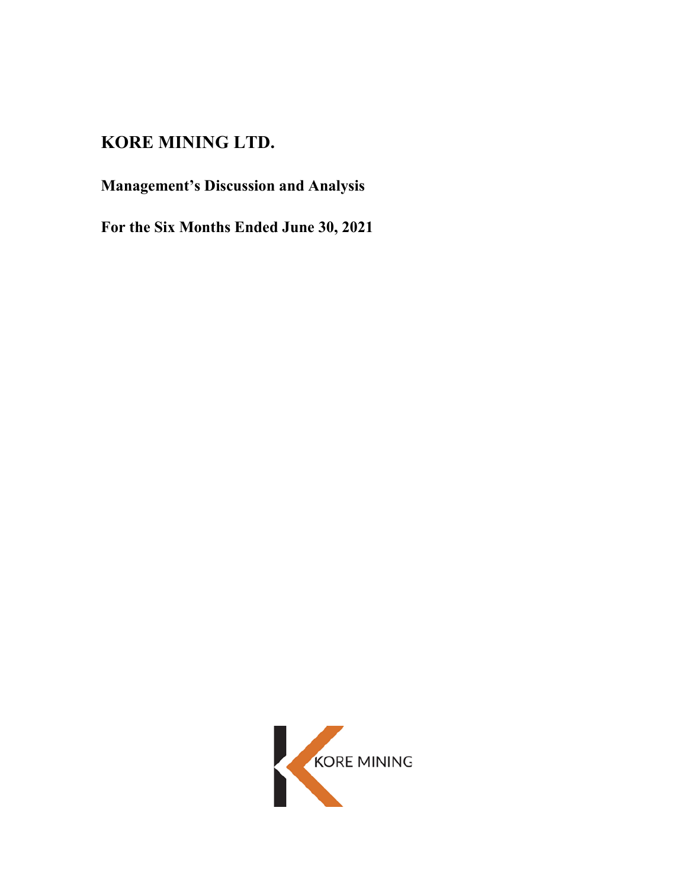# KORE MINING LTD.

## Management's Discussion and Analysis

## For the Six Months Ended June 30, 2021

KORE MINING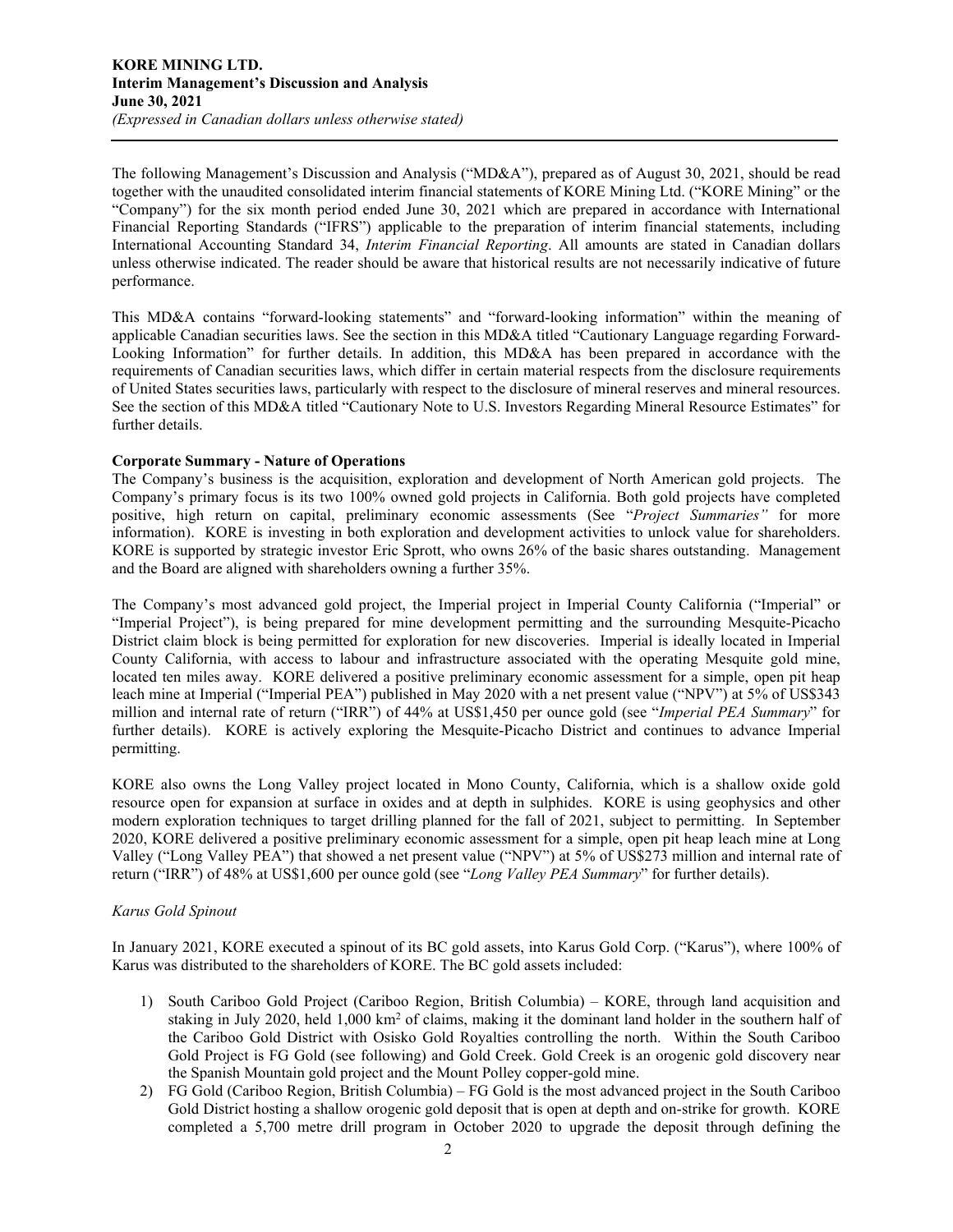The following Management's Discussion and Analysis ("MD&A"), prepared as of August 30, 2021, should be read together with the unaudited consolidated interim financial statements of KORE Mining Ltd. ("KORE Mining" or the "Company") for the six month period ended June 30, 2021 which are prepared in accordance with International Financial Reporting Standards ("IFRS") applicable to the preparation of interim financial statements, including International Accounting Standard 34, *Interim Financial Reporting*. All amounts are stated in Canadian dollars unless otherwise indicated. The reader should be aware that historical results are not necessarily indicative of future performance.

This MD&A contains "forward-looking statements" and "forward-looking information" within the meaning of applicable Canadian securities laws. See the section in this MD&A titled "Cautionary Language regarding Forward-Looking Information" for further details. In addition, this MD&A has been prepared in accordance with the requirements of Canadian securities laws, which differ in certain material respects from the disclosure requirements of United States securities laws, particularly with respect to the disclosure of mineral reserves and mineral resources. See the section of this MD&A titled "Cautionary Note to U.S. Investors Regarding Mineral Resource Estimates" for further details.

**Corporate Summary - Nature of Operations**

The Company's business is the acquisition, exploration and development of North American gold projects. The Company's primary focus is its two 100% owned gold projects in California. Both gold projects have completed positive, high return on capital, preliminary economic assessments (See "*Project Summaries"* for more information). KORE is investing in both exploration and development activities to unlock value for shareholders. KORE is supported by strategic investor Eric Sprott, who owns 26% of the basic shares outstanding. Management and the Board are aligned with shareholders owning a further 35%.

The Company's most advanced gold project, the Imperial project in Imperial County California ("Imperial" or "Imperial Project"), is being prepared for mine development permitting and the surrounding Mesquite-Picacho District claim block is being permitted for exploration for new discoveries. Imperial is ideally located in Imperial County California, with access to labour and infrastructure associated with the operating Mesquite gold mine, located ten miles away. KORE delivered a positive preliminary economic assessment for a simple, open pit heap leach mine at Imperial ("Imperial PEA") published in May 2020 with a net present value ("NPV") at 5% of US$343 million and internal rate of return ("IRR") of 44% at US$1,450 per ounce gold (see "*Imperial PEA Summary*" for further details). KORE is actively exploring the Mesquite-Picacho District and continues to advance Imperial permitting.

KORE also owns the Long Valley project located in Mono County, California, which is a shallow oxide gold resource open for expansion at surface in oxides and at depth in sulphides. KORE is using geophysics and other modern exploration techniques to target drilling planned for the fall of 2021, subject to permitting. In September 2020, KORE delivered a positive preliminary economic assessment for a simple, open pit heap leach mine at Long Valley ("Long Valley PEA") that showed a net present value ("NPV") at 5% of US$273 million and internal rate of return ("IRR") of 48% at US$1,600 per ounce gold (see "*Long Valley PEA Summary*" for further details).

*Karus Gold Spinout*

In January 2021, KORE executed a spinout of its BC gold assets, into Karus Gold Corp. ("Karus"), where 100% of Karus was distributed to the shareholders of KORE. The BC gold assets included:

1) South Cariboo Gold Project (Cariboo Region, British Columbia) – KORE, through land acquisition and staking in July 2020, held 1,000 km$^2$ of claims, making it the dominant land holder in the southern half of the Cariboo Gold District with Osisko Gold Royalties controlling the north. Within the South Cariboo Gold Project is FG Gold (see following) and Gold Creek. Gold Creek is an orogenic gold discovery near the Spanish Mountain gold project and the Mount Polley copper-gold mine.
2) FG Gold (Cariboo Region, British Columbia) – FG Gold is the most advanced project in the South Cariboo Gold District hosting a shallow orogenic gold deposit that is open at depth and on-strike for growth. KORE completed a 5,700 metre drill program in October 2020 to upgrade the deposit through defining the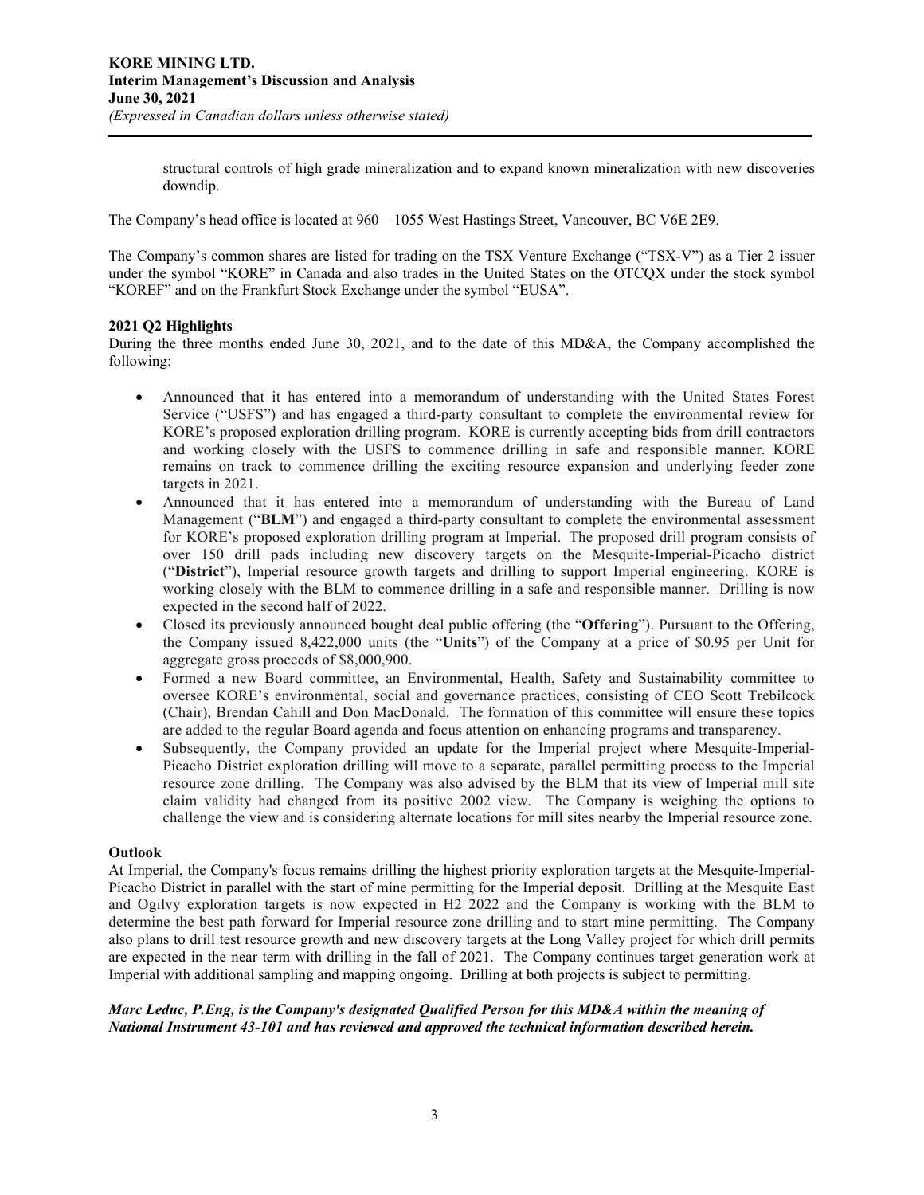structural controls of high grade mineralization and to expand known mineralization with new discoveries downdip.

The Company's head office is located at 960 – 1055 West Hastings Street, Vancouver, BC V6E 2E9.

The Company's common shares are listed for trading on the TSX Venture Exchange ("TSX-V") as a Tier 2 issuer under the symbol "KORE" in Canada and also trades in the United States on the OTCQX under the stock symbol "KOREF" and on the Frankfurt Stock Exchange under the symbol "EUSA".

**2021 Q2 Highlights**

During the three months ended June 30, 2021, and to the date of this MD&A, the Company accomplished the following:

- Announced that it has entered into a memorandum of understanding with the United States Forest Service ("USFS") and has engaged a third-party consultant to complete the environmental review for KORE's proposed exploration drilling program. KORE is currently accepting bids from drill contractors and working closely with the USFS to commence drilling in safe and responsible manner. KORE remains on track to commence drilling the exciting resource expansion and underlying feeder zone targets in 2021.
- Announced that it has entered into a memorandum of understanding with the Bureau of Land Management ("**BLM**") and engaged a third-party consultant to complete the environmental assessment for KORE's proposed exploration drilling program at Imperial. The proposed drill program consists of over 150 drill pads including new discovery targets on the Mesquite-Imperial-Picacho district ("**District**"), Imperial resource growth targets and drilling to support Imperial engineering. KORE is working closely with the BLM to commence drilling in a safe and responsible manner. Drilling is now expected in the second half of 2022.
- Closed its previously announced bought deal public offering (the "**Offering**"). Pursuant to the Offering, the Company issued 8,422,000 units (the "**Units**") of the Company at a price of $0.95 per Unit for aggregate gross proceeds of $8,000,900.
- Formed a new Board committee, an Environmental, Health, Safety and Sustainability committee to oversee KORE's environmental, social and governance practices, consisting of CEO Scott Trebilcock (Chair), Brendan Cahill and Don MacDonald. The formation of this committee will ensure these topics are added to the regular Board agenda and focus attention on enhancing programs and transparency.
- Subsequently, the Company provided an update for the Imperial project where Mesquite-Imperial-Picacho District exploration drilling will move to a separate, parallel permitting process to the Imperial resource zone drilling. The Company was also advised by the BLM that its view of Imperial mill site claim validity had changed from its positive 2002 view. The Company is weighing the options to challenge the view and is considering alternate locations for mill sites nearby the Imperial resource zone.

**Outlook**

At Imperial, the Company's focus remains drilling the highest priority exploration targets at the Mesquite-Imperial-Picacho District in parallel with the start of mine permitting for the Imperial deposit. Drilling at the Mesquite East and Ogilvy exploration targets is now expected in H2 2022 and the Company is working with the BLM to determine the best path forward for Imperial resource zone drilling and to start mine permitting. The Company also plans to drill test resource growth and new discovery targets at the Long Valley project for which drill permits are expected in the near term with drilling in the fall of 2021. The Company continues target generation work at Imperial with additional sampling and mapping ongoing. Drilling at both projects is subject to permitting.

***Marc Leduc, P.Eng, is the Company's designated Qualified Person for this MD&A within the meaning of National Instrument 43-101 and has reviewed and approved the technical information described herein.***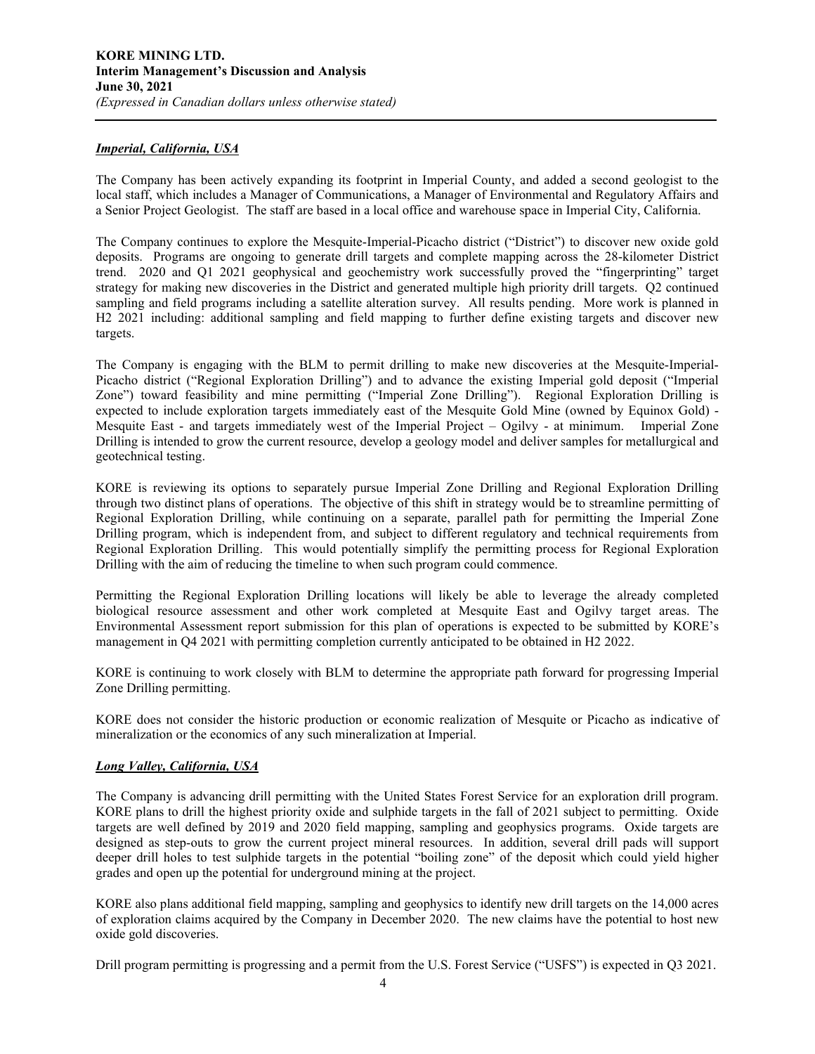### ***Imperial, California, USA***

The Company has been actively expanding its footprint in Imperial County, and added a second geologist to the local staff, which includes a Manager of Communications, a Manager of Environmental and Regulatory Affairs and a Senior Project Geologist. The staff are based in a local office and warehouse space in Imperial City, California.

The Company continues to explore the Mesquite-Imperial-Picacho district ("District") to discover new oxide gold deposits. Programs are ongoing to generate drill targets and complete mapping across the 28-kilometer District trend. 2020 and Q1 2021 geophysical and geochemistry work successfully proved the "fingerprinting" target strategy for making new discoveries in the District and generated multiple high priority drill targets. Q2 continued sampling and field programs including a satellite alteration survey. All results pending. More work is planned in H2 2021 including: additional sampling and field mapping to further define existing targets and discover new targets.

The Company is engaging with the BLM to permit drilling to make new discoveries at the Mesquite-Imperial-Picacho district ("Regional Exploration Drilling") and to advance the existing Imperial gold deposit ("Imperial Zone") toward feasibility and mine permitting ("Imperial Zone Drilling"). Regional Exploration Drilling is expected to include exploration targets immediately east of the Mesquite Gold Mine (owned by Equinox Gold) - Mesquite East - and targets immediately west of the Imperial Project – Ogilvy - at minimum. Imperial Zone Drilling is intended to grow the current resource, develop a geology model and deliver samples for metallurgical and geotechnical testing.

KORE is reviewing its options to separately pursue Imperial Zone Drilling and Regional Exploration Drilling through two distinct plans of operations. The objective of this shift in strategy would be to streamline permitting of Regional Exploration Drilling, while continuing on a separate, parallel path for permitting the Imperial Zone Drilling program, which is independent from, and subject to different regulatory and technical requirements from Regional Exploration Drilling. This would potentially simplify the permitting process for Regional Exploration Drilling with the aim of reducing the timeline to when such program could commence.

Permitting the Regional Exploration Drilling locations will likely be able to leverage the already completed biological resource assessment and other work completed at Mesquite East and Ogilvy target areas. The Environmental Assessment report submission for this plan of operations is expected to be submitted by KORE's management in Q4 2021 with permitting completion currently anticipated to be obtained in H2 2022.

KORE is continuing to work closely with BLM to determine the appropriate path forward for progressing Imperial Zone Drilling permitting.

KORE does not consider the historic production or economic realization of Mesquite or Picacho as indicative of mineralization or the economics of any such mineralization at Imperial.

### ***Long Valley, California, USA***

The Company is advancing drill permitting with the United States Forest Service for an exploration drill program. KORE plans to drill the highest priority oxide and sulphide targets in the fall of 2021 subject to permitting. Oxide targets are well defined by 2019 and 2020 field mapping, sampling and geophysics programs. Oxide targets are designed as step-outs to grow the current project mineral resources. In addition, several drill pads will support deeper drill holes to test sulphide targets in the potential "boiling zone" of the deposit which could yield higher grades and open up the potential for underground mining at the project.

KORE also plans additional field mapping, sampling and geophysics to identify new drill targets on the 14,000 acres of exploration claims acquired by the Company in December 2020. The new claims have the potential to host new oxide gold discoveries.

Drill program permitting is progressing and a permit from the U.S. Forest Service ("USFS") is expected in Q3 2021.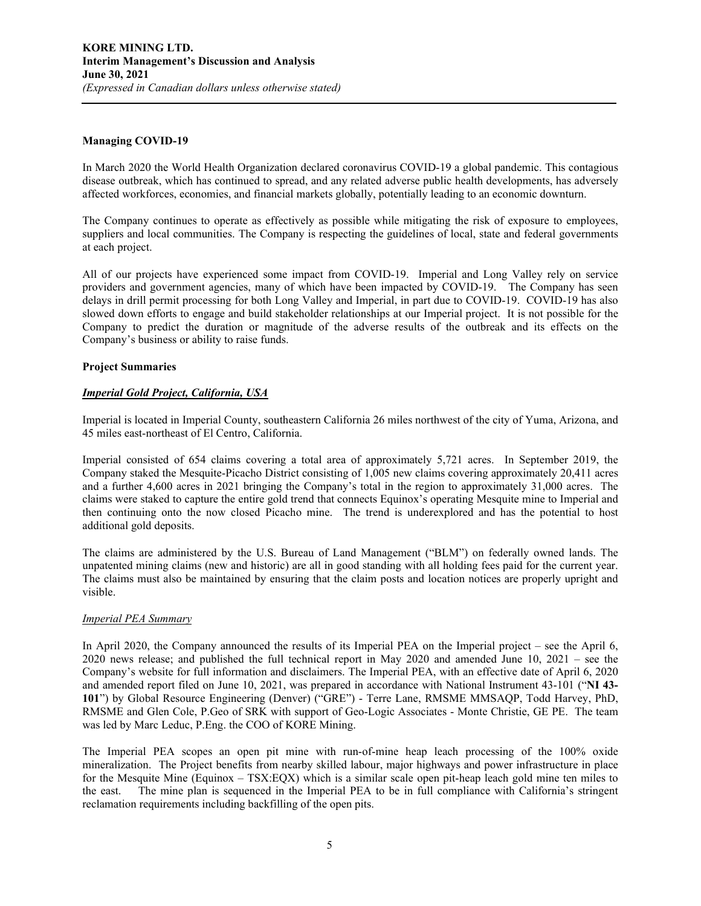## Managing COVID-19

In March 2020 the World Health Organization declared coronavirus COVID-19 a global pandemic. This contagious disease outbreak, which has continued to spread, and any related adverse public health developments, has adversely affected workforces, economies, and financial markets globally, potentially leading to an economic downturn.

The Company continues to operate as effectively as possible while mitigating the risk of exposure to employees, suppliers and local communities. The Company is respecting the guidelines of local, state and federal governments at each project.

All of our projects have experienced some impact from COVID-19. Imperial and Long Valley rely on service providers and government agencies, many of which have been impacted by COVID-19. The Company has seen delays in drill permit processing for both Long Valley and Imperial, in part due to COVID-19. COVID-19 has also slowed down efforts to engage and build stakeholder relationships at our Imperial project. It is not possible for the Company to predict the duration or magnitude of the adverse results of the outbreak and its effects on the Company's business or ability to raise funds.

## Project Summaries

### *Imperial Gold Project, California, USA*

Imperial is located in Imperial County, southeastern California 26 miles northwest of the city of Yuma, Arizona, and 45 miles east-northeast of El Centro, California.

Imperial consisted of 654 claims covering a total area of approximately 5,721 acres. In September 2019, the Company staked the Mesquite-Picacho District consisting of 1,005 new claims covering approximately 20,411 acres and a further 4,600 acres in 2021 bringing the Company's total in the region to approximately 31,000 acres. The claims were staked to capture the entire gold trend that connects Equinox's operating Mesquite mine to Imperial and then continuing onto the now closed Picacho mine. The trend is underexplored and has the potential to host additional gold deposits.

The claims are administered by the U.S. Bureau of Land Management ("BLM") on federally owned lands. The unpatented mining claims (new and historic) are all in good standing with all holding fees paid for the current year. The claims must also be maintained by ensuring that the claim posts and location notices are properly upright and visible.

#### *Imperial PEA Summary*

In April 2020, the Company announced the results of its Imperial PEA on the Imperial project – see the April 6, 2020 news release; and published the full technical report in May 2020 and amended June 10, 2021 – see the Company's website for full information and disclaimers. The Imperial PEA, with an effective date of April 6, 2020 and amended report filed on June 10, 2021, was prepared in accordance with National Instrument 43-101 ("**NI 43-101**") by Global Resource Engineering (Denver) ("GRE") - Terre Lane, RMSME MMSAQP, Todd Harvey, PhD, RMSME and Glen Cole, P.Geo of SRK with support of Geo-Logic Associates - Monte Christie, GE PE. The team was led by Marc Leduc, P.Eng. the COO of KORE Mining.

The Imperial PEA scopes an open pit mine with run-of-mine heap leach processing of the 100% oxide mineralization. The Project benefits from nearby skilled labour, major highways and power infrastructure in place for the Mesquite Mine (Equinox – TSX:EQX) which is a similar scale open pit-heap leach gold mine ten miles to the east. The mine plan is sequenced in the Imperial PEA to be in full compliance with California's stringent reclamation requirements including backfilling of the open pits.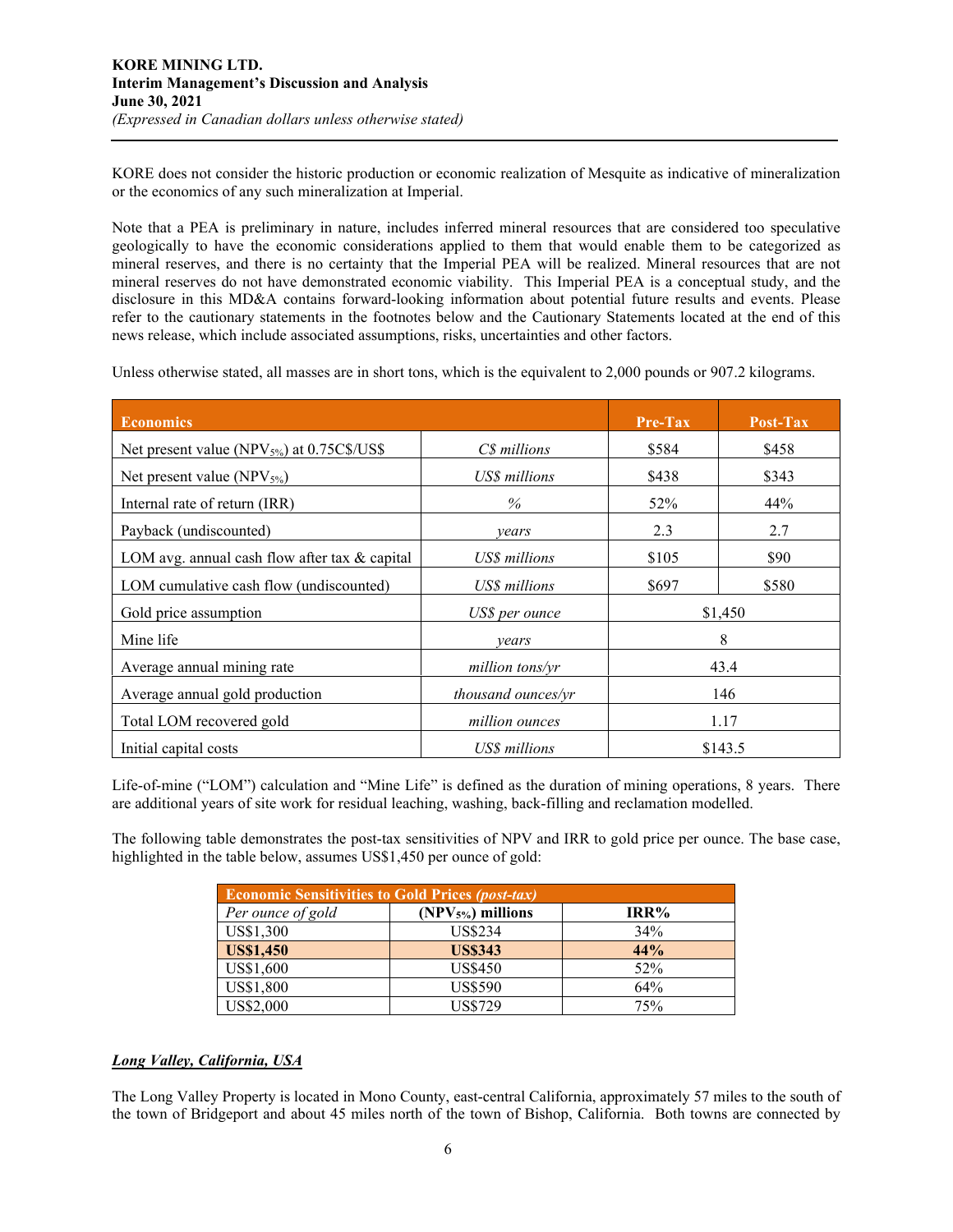KORE does not consider the historic production or economic realization of Mesquite as indicative of mineralization or the economics of any such mineralization at Imperial.

Note that a PEA is preliminary in nature, includes inferred mineral resources that are considered too speculative geologically to have the economic considerations applied to them that would enable them to be categorized as mineral reserves, and there is no certainty that the Imperial PEA will be realized. Mineral resources that are not mineral reserves do not have demonstrated economic viability. This Imperial PEA is a conceptual study, and the disclosure in this MD&A contains forward-looking information about potential future results and events. Please refer to the cautionary statements in the footnotes below and the Cautionary Statements located at the end of this news release, which include associated assumptions, risks, uncertainties and other factors.

Unless otherwise stated, all masses are in short tons, which is the equivalent to 2,000 pounds or 907.2 kilograms.

| **Economics** | | **Pre-Tax** | **Post-Tax** |
|---|---|---|---|
| Net present value ($NPV_{5\%}$) at 0.75C$/US$ | *C$ millions* | $584 | $458 |
| Net present value ($NPV_{5\%}$) | *US$ millions* | $438 | $343 |
| Internal rate of return (IRR) | *%* | 52% | 44% |
| Payback (undiscounted) | *years* | 2.3 | 2.7 |
| LOM avg. annual cash flow after tax & capital | *US$ millions* | $105 | $90 |
| LOM cumulative cash flow (undiscounted) | *US$ millions* | $697 | $580 |
| Gold price assumption | *US$ per ounce* | $1,450 | |
| Mine life | *years* | 8 | |
| Average annual mining rate | *million tons/yr* | 43.4 | |
| Average annual gold production | *thousand ounces/yr* | 146 | |
| Total LOM recovered gold | *million ounces* | 1.17 | |
| Initial capital costs | *US$ millions* | $143.5 | |

Life-of-mine ("LOM") calculation and "Mine Life" is defined as the duration of mining operations, 8 years. There are additional years of site work for residual leaching, washing, back-filling and reclamation modelled.

The following table demonstrates the post-tax sensitivities of NPV and IRR to gold price per ounce. The base case, highlighted in the table below, assumes US$1,450 per ounce of gold:

| **Economic Sensitivities to Gold Prices *(post-tax)*** | | |
|---|---|---|
| *Per ounce of gold* | **($NPV_{5\%}$) millions** | **IRR%** |
| US$1,300 | US$234 | 34% |
| **US$1,450** | **US$343** | **44%** |
| US$1,600 | US$450 | 52% |
| US$1,800 | US$590 | 64% |
| US$2,000 | US$729 | 75% |

### ***Long Valley, California, USA***

The Long Valley Property is located in Mono County, east-central California, approximately 57 miles to the south of the town of Bridgeport and about 45 miles north of the town of Bishop, California. Both towns are connected by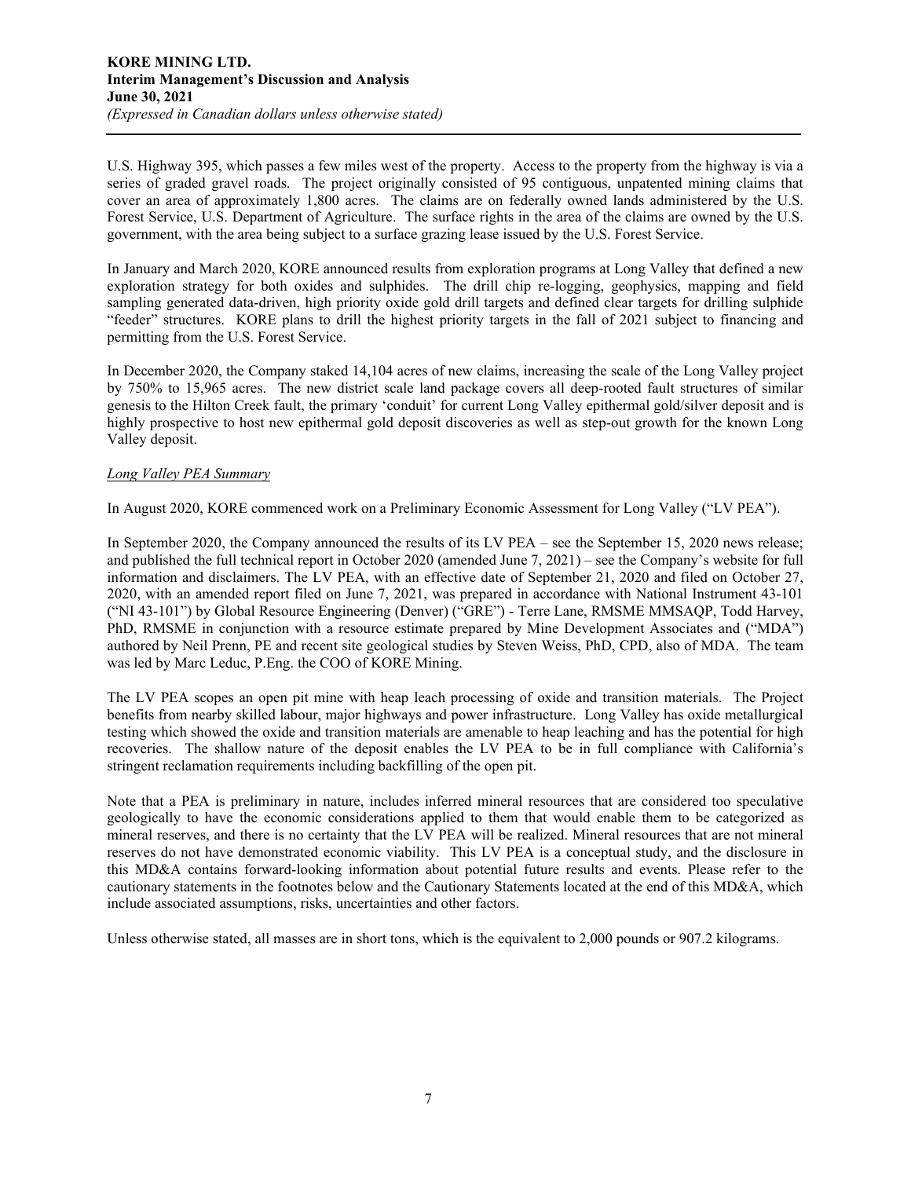U.S. Highway 395, which passes a few miles west of the property. Access to the property from the highway is via a series of graded gravel roads. The project originally consisted of 95 contiguous, unpatented mining claims that cover an area of approximately 1,800 acres. The claims are on federally owned lands administered by the U.S. Forest Service, U.S. Department of Agriculture. The surface rights in the area of the claims are owned by the U.S. government, with the area being subject to a surface grazing lease issued by the U.S. Forest Service.

In January and March 2020, KORE announced results from exploration programs at Long Valley that defined a new exploration strategy for both oxides and sulphides. The drill chip re-logging, geophysics, mapping and field sampling generated data-driven, high priority oxide gold drill targets and defined clear targets for drilling sulphide "feeder" structures. KORE plans to drill the highest priority targets in the fall of 2021 subject to financing and permitting from the U.S. Forest Service.

In December 2020, the Company staked 14,104 acres of new claims, increasing the scale of the Long Valley project by 750% to 15,965 acres. The new district scale land package covers all deep-rooted fault structures of similar genesis to the Hilton Creek fault, the primary 'conduit' for current Long Valley epithermal gold/silver deposit and is highly prospective to host new epithermal gold deposit discoveries as well as step-out growth for the known Long Valley deposit.

*Long Valley PEA Summary*

In August 2020, KORE commenced work on a Preliminary Economic Assessment for Long Valley ("LV PEA").

In September 2020, the Company announced the results of its LV PEA – see the September 15, 2020 news release; and published the full technical report in October 2020 (amended June 7, 2021) – see the Company's website for full information and disclaimers. The LV PEA, with an effective date of September 21, 2020 and filed on October 27, 2020, with an amended report filed on June 7, 2021, was prepared in accordance with National Instrument 43-101 ("NI 43-101") by Global Resource Engineering (Denver) ("GRE") - Terre Lane, RMSME MMSAQP, Todd Harvey, PhD, RMSME in conjunction with a resource estimate prepared by Mine Development Associates and ("MDA") authored by Neil Prenn, PE and recent site geological studies by Steven Weiss, PhD, CPD, also of MDA. The team was led by Marc Leduc, P.Eng. the COO of KORE Mining.

The LV PEA scopes an open pit mine with heap leach processing of oxide and transition materials. The Project benefits from nearby skilled labour, major highways and power infrastructure. Long Valley has oxide metallurgical testing which showed the oxide and transition materials are amenable to heap leaching and has the potential for high recoveries. The shallow nature of the deposit enables the LV PEA to be in full compliance with California's stringent reclamation requirements including backfilling of the open pit.

Note that a PEA is preliminary in nature, includes inferred mineral resources that are considered too speculative geologically to have the economic considerations applied to them that would enable them to be categorized as mineral reserves, and there is no certainty that the LV PEA will be realized. Mineral resources that are not mineral reserves do not have demonstrated economic viability. This LV PEA is a conceptual study, and the disclosure in this MD&A contains forward-looking information about potential future results and events. Please refer to the cautionary statements in the footnotes below and the Cautionary Statements located at the end of this MD&A, which include associated assumptions, risks, uncertainties and other factors.

Unless otherwise stated, all masses are in short tons, which is the equivalent to 2,000 pounds or 907.2 kilograms.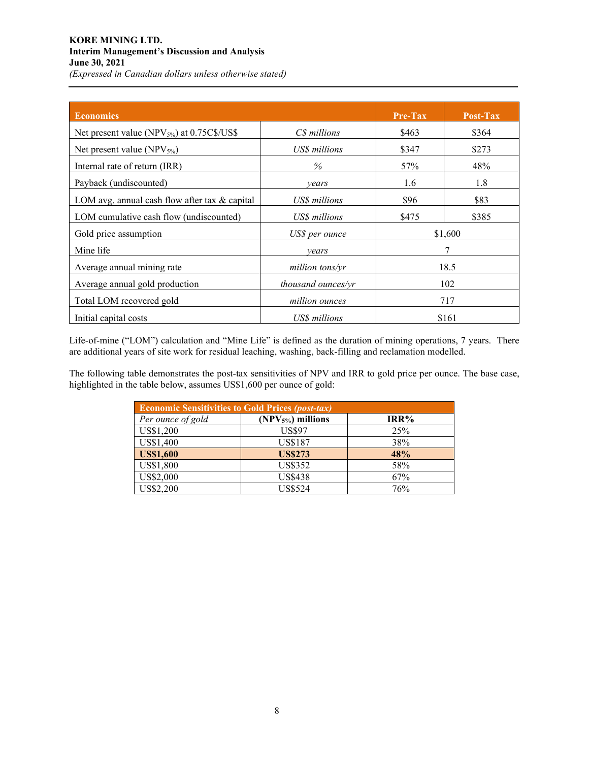| Economics | | Pre-Tax | Post-Tax |
|---|---|---|---|
| Net present value ($NPV_{5\%}$) at 0.75C$/US$ | *C$ millions* | $463 | $364 |
| Net present value ($NPV_{5\%}$) | *US$ millions* | $347 | $273 |
| Internal rate of return (IRR) | *%* | 57% | 48% |
| Payback (undiscounted) | *years* | 1.6 | 1.8 |
| LOM avg. annual cash flow after tax & capital | *US$ millions* | $96 | $83 |
| LOM cumulative cash flow (undiscounted) | *US$ millions* | $475 | $385 |
| Gold price assumption | *US$ per ounce* | $1,600 | |
| Mine life | *years* | 7 | |
| Average annual mining rate | *million tons/yr* | 18.5 | |
| Average annual gold production | *thousand ounces/yr* | 102 | |
| Total LOM recovered gold | *million ounces* | 717 | |
| Initial capital costs | *US$ millions* | $161 | |

Life-of-mine ("LOM") calculation and "Mine Life" is defined as the duration of mining operations, 7 years. There are additional years of site work for residual leaching, washing, back-filling and reclamation modelled.

The following table demonstrates the post-tax sensitivities of NPV and IRR to gold price per ounce. The base case, highlighted in the table below, assumes US$1,600 per ounce of gold:

| Economic Sensitivities to Gold Prices *(post-tax)* | | |
|---|---|---|
| *Per ounce of gold* | **($NPV_{5\%}$) millions** | **IRR%** |
| US$1,200 | US$97 | 25% |
| US$1,400 | US$187 | 38% |
| **US$1,600** | **US$273** | **48%** |
| US$1,800 | US$352 | 58% |
| US$2,000 | US$438 | 67% |
| US$2,200 | US$524 | 76% |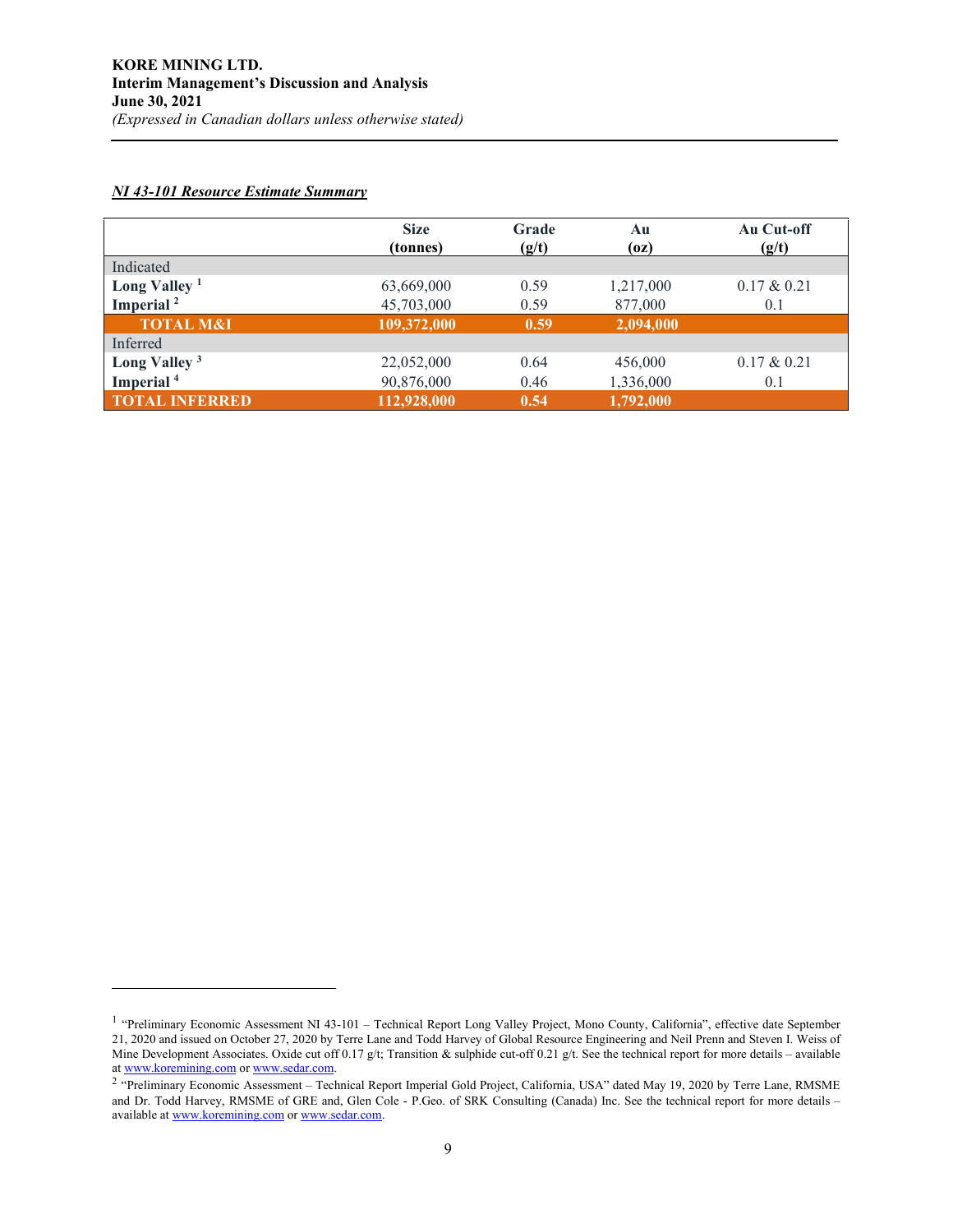***NI 43-101 Resource Estimate Summary***

| | Size (tonnes) | Grade (g/t) | Au (oz) | Au Cut-off (g/t) |
|---|---|---|---|---|
| Indicated | | | | |
| **Long Valley [1]** | 63,669,000 | 0.59 | 1,217,000 | 0.17 & 0.21 |
| **Imperial [2]** | 45,703,000 | 0.59 | 877,000 | 0.1 |
| **TOTAL M&I** | **109,372,000** | **0.59** | **2,094,000** | |
| Inferred | | | | |
| **Long Valley [3]** | 22,052,000 | 0.64 | 456,000 | 0.17 & 0.21 |
| **Imperial [4]** | 90,876,000 | 0.46 | 1,336,000 | 0.1 |
| **TOTAL INFERRED** | **112,928,000** | **0.54** | **1,792,000** | |

---

[1] "Preliminary Economic Assessment NI 43-101 – Technical Report Long Valley Project, Mono County, California", effective date September 21, 2020 and issued on October 27, 2020 by Terre Lane and Todd Harvey of Global Resource Engineering and Neil Prenn and Steven I. Weiss of Mine Development Associates. Oxide cut off 0.17 g/t; Transition & sulphide cut-off 0.21 g/t. See the technical report for more details – available at www.koremining.com or www.sedar.com.

[2] "Preliminary Economic Assessment – Technical Report Imperial Gold Project, California, USA" dated May 19, 2020 by Terre Lane, RMSME and Dr. Todd Harvey, RMSME of GRE and, Glen Cole - P.Geo. of SRK Consulting (Canada) Inc. See the technical report for more details – available at www.koremining.com or www.sedar.com.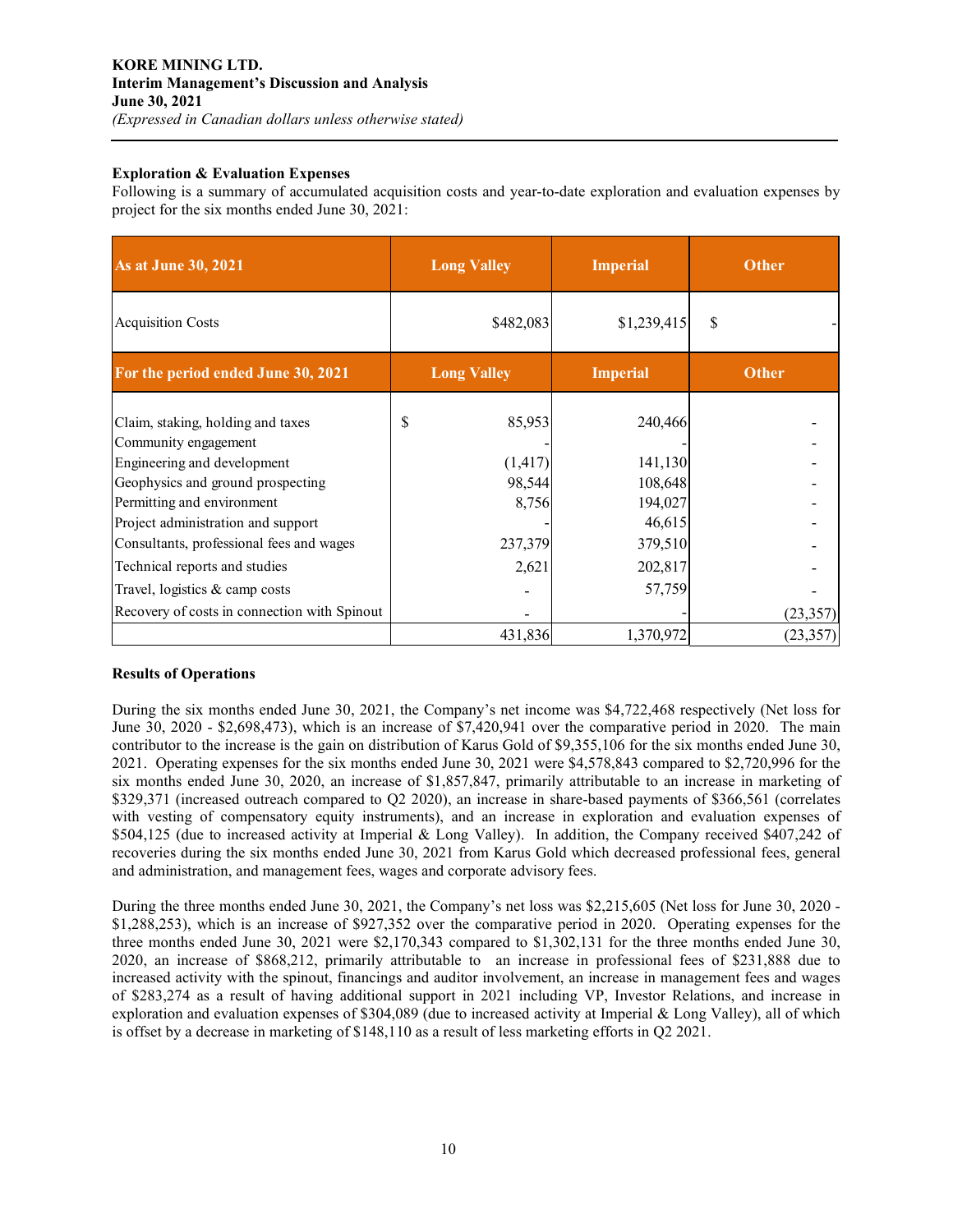### Exploration & Evaluation Expenses

Following is a summary of accumulated acquisition costs and year-to-date exploration and evaluation expenses by project for the six months ended June 30, 2021:

| As at June 30, 2021 | Long Valley | Imperial | Other |
|---|---|---|---|
| Acquisition Costs | $482,083 | $1,239,415 | $ - |
| **For the period ended June 30, 2021** | **Long Valley** | **Imperial** | **Other** |
| Claim, staking, holding and taxes | $ 85,953 | 240,466 | - |
| Community engagement | - | - | - |
| Engineering and development | (1,417) | 141,130 | - |
| Geophysics and ground prospecting | 98,544 | 108,648 | - |
| Permitting and environment | 8,756 | 194,027 | - |
| Project administration and support | - | 46,615 | - |
| Consultants, professional fees and wages | 237,379 | 379,510 | - |
| Technical reports and studies | 2,621 | 202,817 | - |
| Travel, logistics & camp costs | - | 57,759 | - |
| Recovery of costs in connection with Spinout | - | - | (23,357) |
| | 431,836 | 1,370,972 | (23,357) |

### Results of Operations

During the six months ended June 30, 2021, the Company's net income was $4,722,468 respectively (Net loss for June 30, 2020 - $2,698,473), which is an increase of $7,420,941 over the comparative period in 2020. The main contributor to the increase is the gain on distribution of Karus Gold of $9,355,106 for the six months ended June 30, 2021. Operating expenses for the six months ended June 30, 2021 were $4,578,843 compared to $2,720,996 for the six months ended June 30, 2020, an increase of $1,857,847, primarily attributable to an increase in marketing of $329,371 (increased outreach compared to Q2 2020), an increase in share-based payments of $366,561 (correlates with vesting of compensatory equity instruments), and an increase in exploration and evaluation expenses of $504,125 (due to increased activity at Imperial & Long Valley). In addition, the Company received $407,242 of recoveries during the six months ended June 30, 2021 from Karus Gold which decreased professional fees, general and administration, and management fees, wages and corporate advisory fees.

During the three months ended June 30, 2021, the Company's net loss was $2,215,605 (Net loss for June 30, 2020 - $1,288,253), which is an increase of $927,352 over the comparative period in 2020. Operating expenses for the three months ended June 30, 2021 were $2,170,343 compared to $1,302,131 for the three months ended June 30, 2020, an increase of $868,212, primarily attributable to an increase in professional fees of $231,888 due to increased activity with the spinout, financings and auditor involvement, an increase in management fees and wages of $283,274 as a result of having additional support in 2021 including VP, Investor Relations, and increase in exploration and evaluation expenses of $304,089 (due to increased activity at Imperial & Long Valley), all of which is offset by a decrease in marketing of $148,110 as a result of less marketing efforts in Q2 2021.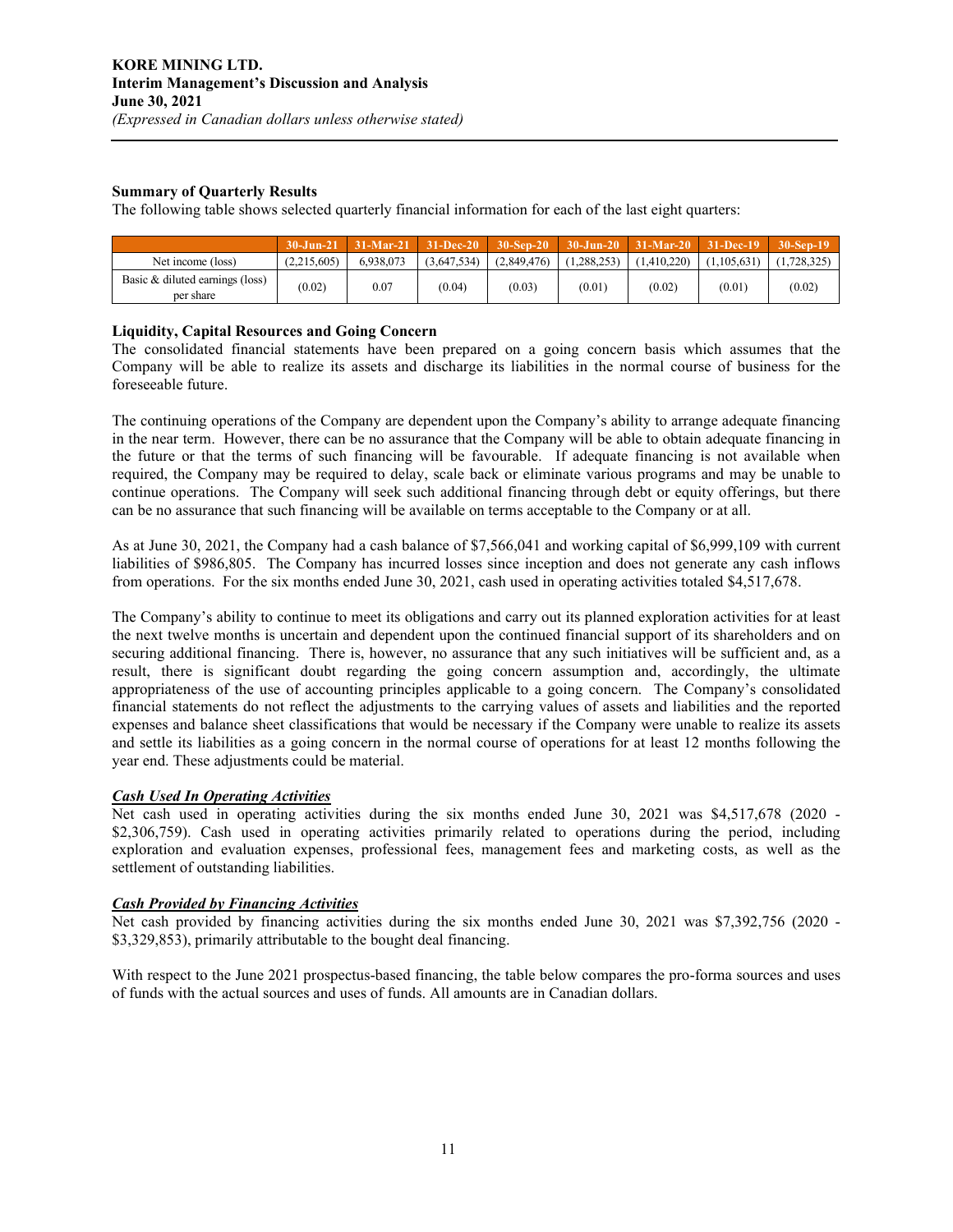## Summary of Quarterly Results

The following table shows selected quarterly financial information for each of the last eight quarters:

| | 30-Jun-21 | 31-Mar-21 | 31-Dec-20 | 30-Sep-20 | 30-Jun-20 | 31-Mar-20 | 31-Dec-19 | 30-Sep-19 |
|---|---|---|---|---|---|---|---|---|
| Net income (loss) | (2,215,605) | 6,938,073 | (3,647,534) | (2,849,476) | (1,288,253) | (1,410,220) | (1,105,631) | (1,728,325) |
| Basic & diluted earnings (loss) per share | (0.02) | 0.07 | (0.04) | (0.03) | (0.01) | (0.02) | (0.01) | (0.02) |

## Liquidity, Capital Resources and Going Concern

The consolidated financial statements have been prepared on a going concern basis which assumes that the Company will be able to realize its assets and discharge its liabilities in the normal course of business for the foreseeable future.

The continuing operations of the Company are dependent upon the Company's ability to arrange adequate financing in the near term. However, there can be no assurance that the Company will be able to obtain adequate financing in the future or that the terms of such financing will be favourable. If adequate financing is not available when required, the Company may be required to delay, scale back or eliminate various programs and may be unable to continue operations. The Company will seek such additional financing through debt or equity offerings, but there can be no assurance that such financing will be available on terms acceptable to the Company or at all.

As at June 30, 2021, the Company had a cash balance of $7,566,041 and working capital of $6,999,109 with current liabilities of $986,805. The Company has incurred losses since inception and does not generate any cash inflows from operations. For the six months ended June 30, 2021, cash used in operating activities totaled $4,517,678.

The Company's ability to continue to meet its obligations and carry out its planned exploration activities for at least the next twelve months is uncertain and dependent upon the continued financial support of its shareholders and on securing additional financing. There is, however, no assurance that any such initiatives will be sufficient and, as a result, there is significant doubt regarding the going concern assumption and, accordingly, the ultimate appropriateness of the use of accounting principles applicable to a going concern. The Company's consolidated financial statements do not reflect the adjustments to the carrying values of assets and liabilities and the reported expenses and balance sheet classifications that would be necessary if the Company were unable to realize its assets and settle its liabilities as a going concern in the normal course of operations for at least 12 months following the year end. These adjustments could be material.

### ***Cash Used In Operating Activities***

Net cash used in operating activities during the six months ended June 30, 2021 was $4,517,678 (2020 - $2,306,759). Cash used in operating activities primarily related to operations during the period, including exploration and evaluation expenses, professional fees, management fees and marketing costs, as well as the settlement of outstanding liabilities.

### ***Cash Provided by Financing Activities***

Net cash provided by financing activities during the six months ended June 30, 2021 was $7,392,756 (2020 - $3,329,853), primarily attributable to the bought deal financing.

With respect to the June 2021 prospectus-based financing, the table below compares the pro-forma sources and uses of funds with the actual sources and uses of funds. All amounts are in Canadian dollars.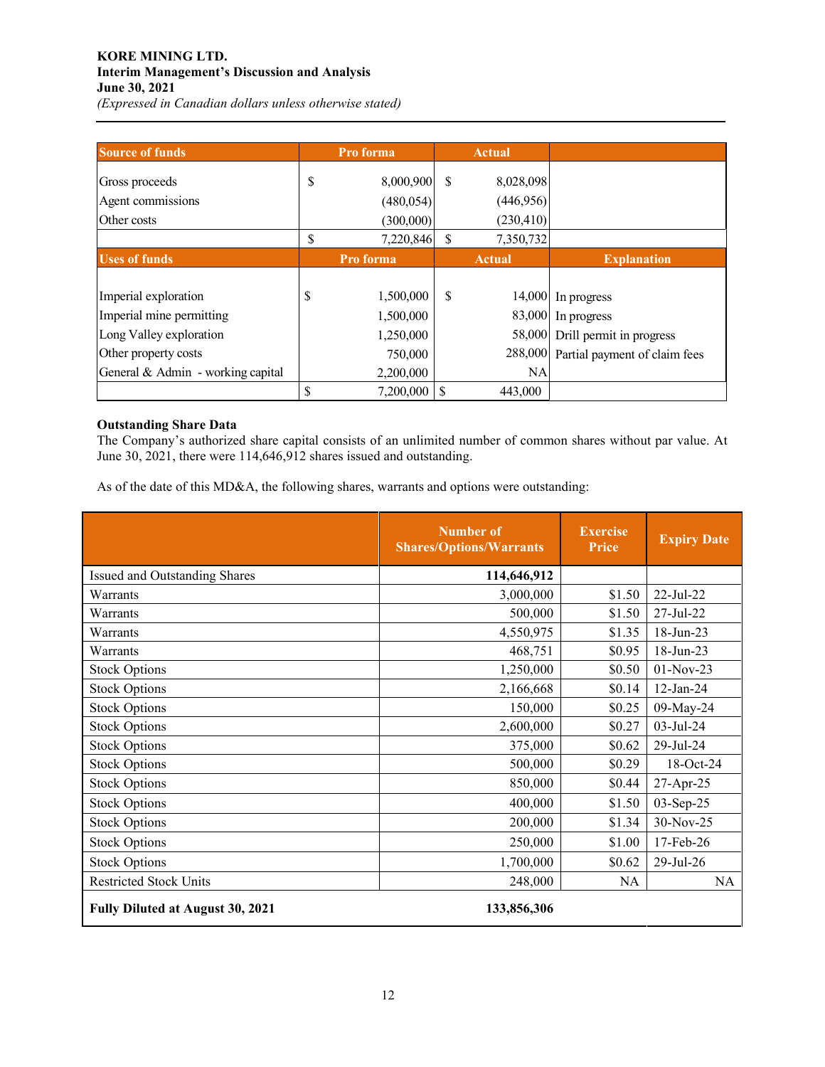| Source of funds | Pro forma | Actual | |
|---|---|---|---|
| Gross proceeds | $ 8,000,900 | $ 8,028,098 | |
| Agent commissions | (480,054) | (446,956) | |
| Other costs | (300,000) | (230,410) | |
| | $ 7,220,846 | $ 7,350,732 | |
| **Uses of funds** | **Pro forma** | **Actual** | **Explanation** |
| Imperial exploration | $ 1,500,000 | $ 14,000 | In progress |
| Imperial mine permitting | 1,500,000 | 83,000 | In progress |
| Long Valley exploration | 1,250,000 | 58,000 | Drill permit in progress |
| Other property costs | 750,000 | 288,000 | Partial payment of claim fees |
| General & Admin - working capital | 2,200,000 | NA | |
| | $ 7,200,000 | $ 443,000 | |

**Outstanding Share Data**

The Company's authorized share capital consists of an unlimited number of common shares without par value. At June 30, 2021, there were 114,646,912 shares issued and outstanding.

As of the date of this MD&A, the following shares, warrants and options were outstanding:

| | Number of Shares/Options/Warrants | Exercise Price | Expiry Date |
|---|---|---|---|
| Issued and Outstanding Shares | **114,646,912** | | |
| Warrants | 3,000,000 | $1.50 | 22-Jul-22 |
| Warrants | 500,000 | $1.50 | 27-Jul-22 |
| Warrants | 4,550,975 | $1.35 | 18-Jun-23 |
| Warrants | 468,751 | $0.95 | 18-Jun-23 |
| Stock Options | 1,250,000 | $0.50 | 01-Nov-23 |
| Stock Options | 2,166,668 | $0.14 | 12-Jan-24 |
| Stock Options | 150,000 | $0.25 | 09-May-24 |
| Stock Options | 2,600,000 | $0.27 | 03-Jul-24 |
| Stock Options | 375,000 | $0.62 | 29-Jul-24 |
| Stock Options | 500,000 | $0.29 | 18-Oct-24 |
| Stock Options | 850,000 | $0.44 | 27-Apr-25 |
| Stock Options | 400,000 | $1.50 | 03-Sep-25 |
| Stock Options | 200,000 | $1.34 | 30-Nov-25 |
| Stock Options | 250,000 | $1.00 | 17-Feb-26 |
| Stock Options | 1,700,000 | $0.62 | 29-Jul-26 |
| Restricted Stock Units | 248,000 | NA | NA |
| **Fully Diluted at August 30, 2021** | **133,856,306** | | |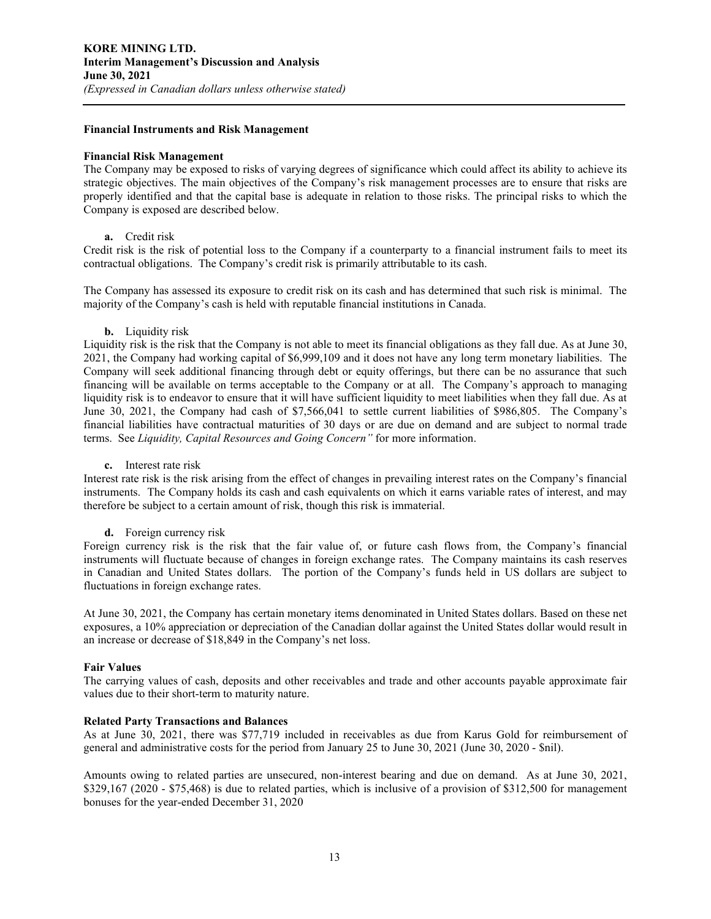## Financial Instruments and Risk Management

### Financial Risk Management

The Company may be exposed to risks of varying degrees of significance which could affect its ability to achieve its strategic objectives. The main objectives of the Company's risk management processes are to ensure that risks are properly identified and that the capital base is adequate in relation to those risks. The principal risks to which the Company is exposed are described below.

**a.** Credit risk

Credit risk is the risk of potential loss to the Company if a counterparty to a financial instrument fails to meet its contractual obligations. The Company's credit risk is primarily attributable to its cash.

The Company has assessed its exposure to credit risk on its cash and has determined that such risk is minimal. The majority of the Company's cash is held with reputable financial institutions in Canada.

**b.** Liquidity risk

Liquidity risk is the risk that the Company is not able to meet its financial obligations as they fall due. As at June 30, 2021, the Company had working capital of $6,999,109 and it does not have any long term monetary liabilities. The Company will seek additional financing through debt or equity offerings, but there can be no assurance that such financing will be available on terms acceptable to the Company or at all. The Company's approach to managing liquidity risk is to endeavor to ensure that it will have sufficient liquidity to meet liabilities when they fall due. As at June 30, 2021, the Company had cash of $7,566,041 to settle current liabilities of $986,805. The Company's financial liabilities have contractual maturities of 30 days or are due on demand and are subject to normal trade terms. See *Liquidity, Capital Resources and Going Concern"* for more information.

**c.** Interest rate risk

Interest rate risk is the risk arising from the effect of changes in prevailing interest rates on the Company's financial instruments. The Company holds its cash and cash equivalents on which it earns variable rates of interest, and may therefore be subject to a certain amount of risk, though this risk is immaterial.

**d.** Foreign currency risk

Foreign currency risk is the risk that the fair value of, or future cash flows from, the Company's financial instruments will fluctuate because of changes in foreign exchange rates. The Company maintains its cash reserves in Canadian and United States dollars. The portion of the Company's funds held in US dollars are subject to fluctuations in foreign exchange rates.

At June 30, 2021, the Company has certain monetary items denominated in United States dollars. Based on these net exposures, a 10% appreciation or depreciation of the Canadian dollar against the United States dollar would result in an increase or decrease of $18,849 in the Company's net loss.

### Fair Values

The carrying values of cash, deposits and other receivables and trade and other accounts payable approximate fair values due to their short-term to maturity nature.

### Related Party Transactions and Balances

As at June 30, 2021, there was $77,719 included in receivables as due from Karus Gold for reimbursement of general and administrative costs for the period from January 25 to June 30, 2021 (June 30, 2020 - $nil).

Amounts owing to related parties are unsecured, non-interest bearing and due on demand. As at June 30, 2021, $329,167 (2020 - $75,468) is due to related parties, which is inclusive of a provision of $312,500 for management bonuses for the year-ended December 31, 2020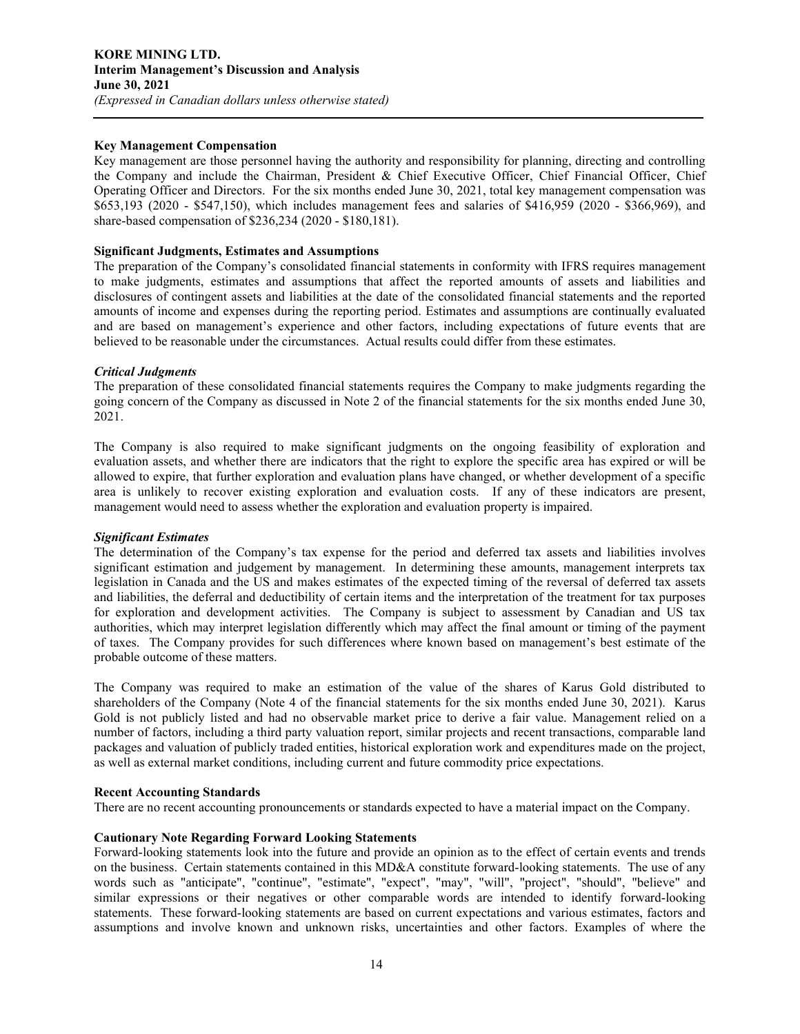**Key Management Compensation**

Key management are those personnel having the authority and responsibility for planning, directing and controlling the Company and include the Chairman, President & Chief Executive Officer, Chief Financial Officer, Chief Operating Officer and Directors. For the six months ended June 30, 2021, total key management compensation was $653,193 (2020 - $547,150), which includes management fees and salaries of $416,959 (2020 - $366,969), and share-based compensation of $236,234 (2020 - $180,181).

**Significant Judgments, Estimates and Assumptions**

The preparation of the Company's consolidated financial statements in conformity with IFRS requires management to make judgments, estimates and assumptions that affect the reported amounts of assets and liabilities and disclosures of contingent assets and liabilities at the date of the consolidated financial statements and the reported amounts of income and expenses during the reporting period. Estimates and assumptions are continually evaluated and are based on management's experience and other factors, including expectations of future events that are believed to be reasonable under the circumstances. Actual results could differ from these estimates.

***Critical Judgments***

The preparation of these consolidated financial statements requires the Company to make judgments regarding the going concern of the Company as discussed in Note 2 of the financial statements for the six months ended June 30, 2021.

The Company is also required to make significant judgments on the ongoing feasibility of exploration and evaluation assets, and whether there are indicators that the right to explore the specific area has expired or will be allowed to expire, that further exploration and evaluation plans have changed, or whether development of a specific area is unlikely to recover existing exploration and evaluation costs. If any of these indicators are present, management would need to assess whether the exploration and evaluation property is impaired.

***Significant Estimates***

The determination of the Company's tax expense for the period and deferred tax assets and liabilities involves significant estimation and judgement by management. In determining these amounts, management interprets tax legislation in Canada and the US and makes estimates of the expected timing of the reversal of deferred tax assets and liabilities, the deferral and deductibility of certain items and the interpretation of the treatment for tax purposes for exploration and development activities. The Company is subject to assessment by Canadian and US tax authorities, which may interpret legislation differently which may affect the final amount or timing of the payment of taxes. The Company provides for such differences where known based on management's best estimate of the probable outcome of these matters.

The Company was required to make an estimation of the value of the shares of Karus Gold distributed to shareholders of the Company (Note 4 of the financial statements for the six months ended June 30, 2021). Karus Gold is not publicly listed and had no observable market price to derive a fair value. Management relied on a number of factors, including a third party valuation report, similar projects and recent transactions, comparable land packages and valuation of publicly traded entities, historical exploration work and expenditures made on the project, as well as external market conditions, including current and future commodity price expectations.

**Recent Accounting Standards**

There are no recent accounting pronouncements or standards expected to have a material impact on the Company.

**Cautionary Note Regarding Forward Looking Statements**

Forward-looking statements look into the future and provide an opinion as to the effect of certain events and trends on the business. Certain statements contained in this MD&A constitute forward-looking statements. The use of any words such as "anticipate", "continue", "estimate", "expect", "may", "will", "project", "should", "believe" and similar expressions or their negatives or other comparable words are intended to identify forward-looking statements. These forward-looking statements are based on current expectations and various estimates, factors and assumptions and involve known and unknown risks, uncertainties and other factors. Examples of where the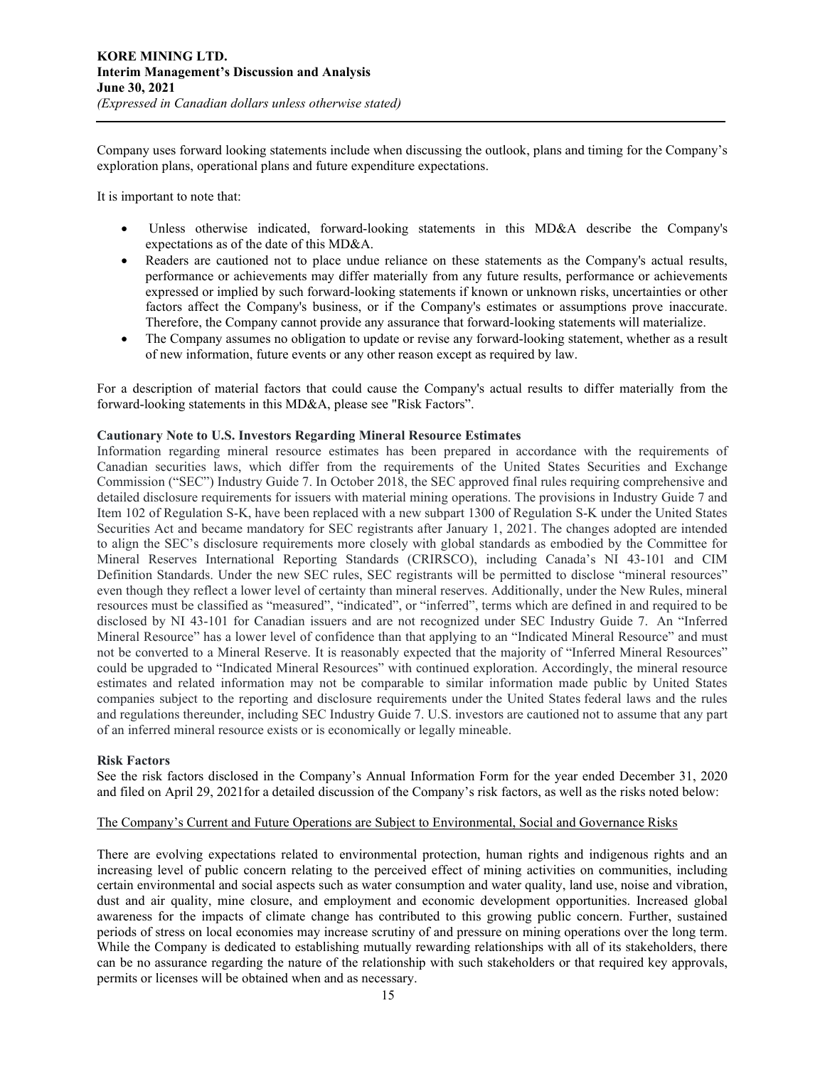Company uses forward looking statements include when discussing the outlook, plans and timing for the Company's exploration plans, operational plans and future expenditure expectations.

It is important to note that:

- Unless otherwise indicated, forward-looking statements in this MD&A describe the Company's expectations as of the date of this MD&A.
- Readers are cautioned not to place undue reliance on these statements as the Company's actual results, performance or achievements may differ materially from any future results, performance or achievements expressed or implied by such forward-looking statements if known or unknown risks, uncertainties or other factors affect the Company's business, or if the Company's estimates or assumptions prove inaccurate. Therefore, the Company cannot provide any assurance that forward-looking statements will materialize.
- The Company assumes no obligation to update or revise any forward-looking statement, whether as a result of new information, future events or any other reason except as required by law.

For a description of material factors that could cause the Company's actual results to differ materially from the forward-looking statements in this MD&A, please see "Risk Factors".

**Cautionary Note to U.S. Investors Regarding Mineral Resource Estimates**

Information regarding mineral resource estimates has been prepared in accordance with the requirements of Canadian securities laws, which differ from the requirements of the United States Securities and Exchange Commission ("SEC") Industry Guide 7. In October 2018, the SEC approved final rules requiring comprehensive and detailed disclosure requirements for issuers with material mining operations. The provisions in Industry Guide 7 and Item 102 of Regulation S-K, have been replaced with a new subpart 1300 of Regulation S-K under the United States Securities Act and became mandatory for SEC registrants after January 1, 2021. The changes adopted are intended to align the SEC's disclosure requirements more closely with global standards as embodied by the Committee for Mineral Reserves International Reporting Standards (CRIRSCO), including Canada's NI 43-101 and CIM Definition Standards. Under the new SEC rules, SEC registrants will be permitted to disclose "mineral resources" even though they reflect a lower level of certainty than mineral reserves. Additionally, under the New Rules, mineral resources must be classified as "measured", "indicated", or "inferred", terms which are defined in and required to be disclosed by NI 43-101 for Canadian issuers and are not recognized under SEC Industry Guide 7. An "Inferred Mineral Resource" has a lower level of confidence than that applying to an "Indicated Mineral Resource" and must not be converted to a Mineral Reserve. It is reasonably expected that the majority of "Inferred Mineral Resources" could be upgraded to "Indicated Mineral Resources" with continued exploration. Accordingly, the mineral resource estimates and related information may not be comparable to similar information made public by United States companies subject to the reporting and disclosure requirements under the United States federal laws and the rules and regulations thereunder, including SEC Industry Guide 7. U.S. investors are cautioned not to assume that any part of an inferred mineral resource exists or is economically or legally mineable.

**Risk Factors**

See the risk factors disclosed in the Company's Annual Information Form for the year ended December 31, 2020 and filed on April 29, 2021for a detailed discussion of the Company's risk factors, as well as the risks noted below:

The Company's Current and Future Operations are Subject to Environmental, Social and Governance Risks

There are evolving expectations related to environmental protection, human rights and indigenous rights and an increasing level of public concern relating to the perceived effect of mining activities on communities, including certain environmental and social aspects such as water consumption and water quality, land use, noise and vibration, dust and air quality, mine closure, and employment and economic development opportunities. Increased global awareness for the impacts of climate change has contributed to this growing public concern. Further, sustained periods of stress on local economies may increase scrutiny of and pressure on mining operations over the long term. While the Company is dedicated to establishing mutually rewarding relationships with all of its stakeholders, there can be no assurance regarding the nature of the relationship with such stakeholders or that required key approvals, permits or licenses will be obtained when and as necessary.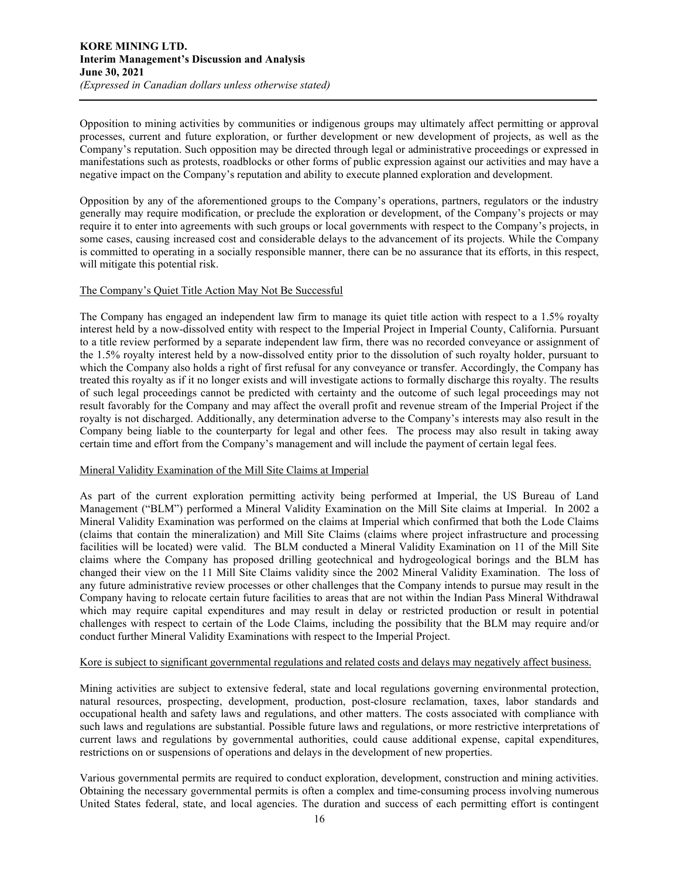Opposition to mining activities by communities or indigenous groups may ultimately affect permitting or approval processes, current and future exploration, or further development or new development of projects, as well as the Company's reputation. Such opposition may be directed through legal or administrative proceedings or expressed in manifestations such as protests, roadblocks or other forms of public expression against our activities and may have a negative impact on the Company's reputation and ability to execute planned exploration and development.

Opposition by any of the aforementioned groups to the Company's operations, partners, regulators or the industry generally may require modification, or preclude the exploration or development, of the Company's projects or may require it to enter into agreements with such groups or local governments with respect to the Company's projects, in some cases, causing increased cost and considerable delays to the advancement of its projects. While the Company is committed to operating in a socially responsible manner, there can be no assurance that its efforts, in this respect, will mitigate this potential risk.

### The Company's Quiet Title Action May Not Be Successful

The Company has engaged an independent law firm to manage its quiet title action with respect to a 1.5% royalty interest held by a now-dissolved entity with respect to the Imperial Project in Imperial County, California. Pursuant to a title review performed by a separate independent law firm, there was no recorded conveyance or assignment of the 1.5% royalty interest held by a now-dissolved entity prior to the dissolution of such royalty holder, pursuant to which the Company also holds a right of first refusal for any conveyance or transfer. Accordingly, the Company has treated this royalty as if it no longer exists and will investigate actions to formally discharge this royalty. The results of such legal proceedings cannot be predicted with certainty and the outcome of such legal proceedings may not result favorably for the Company and may affect the overall profit and revenue stream of the Imperial Project if the royalty is not discharged. Additionally, any determination adverse to the Company's interests may also result in the Company being liable to the counterparty for legal and other fees. The process may also result in taking away certain time and effort from the Company's management and will include the payment of certain legal fees.

### Mineral Validity Examination of the Mill Site Claims at Imperial

As part of the current exploration permitting activity being performed at Imperial, the US Bureau of Land Management ("BLM") performed a Mineral Validity Examination on the Mill Site claims at Imperial. In 2002 a Mineral Validity Examination was performed on the claims at Imperial which confirmed that both the Lode Claims (claims that contain the mineralization) and Mill Site Claims (claims where project infrastructure and processing facilities will be located) were valid. The BLM conducted a Mineral Validity Examination on 11 of the Mill Site claims where the Company has proposed drilling geotechnical and hydrogeological borings and the BLM has changed their view on the 11 Mill Site Claims validity since the 2002 Mineral Validity Examination. The loss of any future administrative review processes or other challenges that the Company intends to pursue may result in the Company having to relocate certain future facilities to areas that are not within the Indian Pass Mineral Withdrawal which may require capital expenditures and may result in delay or restricted production or result in potential challenges with respect to certain of the Lode Claims, including the possibility that the BLM may require and/or conduct further Mineral Validity Examinations with respect to the Imperial Project.

### Kore is subject to significant governmental regulations and related costs and delays may negatively affect business.

Mining activities are subject to extensive federal, state and local regulations governing environmental protection, natural resources, prospecting, development, production, post-closure reclamation, taxes, labor standards and occupational health and safety laws and regulations, and other matters. The costs associated with compliance with such laws and regulations are substantial. Possible future laws and regulations, or more restrictive interpretations of current laws and regulations by governmental authorities, could cause additional expense, capital expenditures, restrictions on or suspensions of operations and delays in the development of new properties.

Various governmental permits are required to conduct exploration, development, construction and mining activities. Obtaining the necessary governmental permits is often a complex and time-consuming process involving numerous United States federal, state, and local agencies. The duration and success of each permitting effort is contingent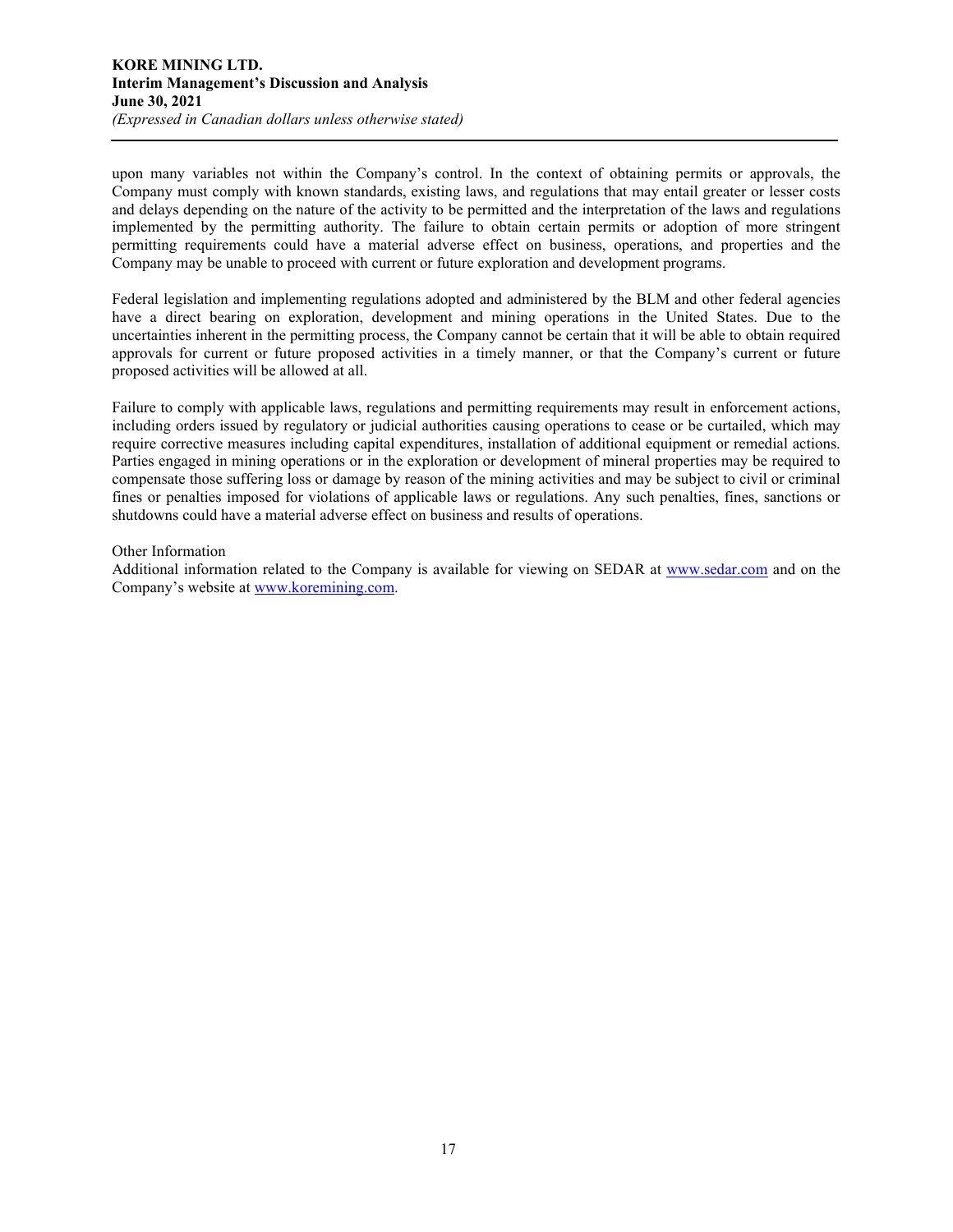upon many variables not within the Company's control. In the context of obtaining permits or approvals, the Company must comply with known standards, existing laws, and regulations that may entail greater or lesser costs and delays depending on the nature of the activity to be permitted and the interpretation of the laws and regulations implemented by the permitting authority. The failure to obtain certain permits or adoption of more stringent permitting requirements could have a material adverse effect on business, operations, and properties and the Company may be unable to proceed with current or future exploration and development programs.

Federal legislation and implementing regulations adopted and administered by the BLM and other federal agencies have a direct bearing on exploration, development and mining operations in the United States. Due to the uncertainties inherent in the permitting process, the Company cannot be certain that it will be able to obtain required approvals for current or future proposed activities in a timely manner, or that the Company's current or future proposed activities will be allowed at all.

Failure to comply with applicable laws, regulations and permitting requirements may result in enforcement actions, including orders issued by regulatory or judicial authorities causing operations to cease or be curtailed, which may require corrective measures including capital expenditures, installation of additional equipment or remedial actions. Parties engaged in mining operations or in the exploration or development of mineral properties may be required to compensate those suffering loss or damage by reason of the mining activities and may be subject to civil or criminal fines or penalties imposed for violations of applicable laws or regulations. Any such penalties, fines, sanctions or shutdowns could have a material adverse effect on business and results of operations.

Other Information

Additional information related to the Company is available for viewing on SEDAR at www.sedar.com and on the Company's website at www.koremining.com.